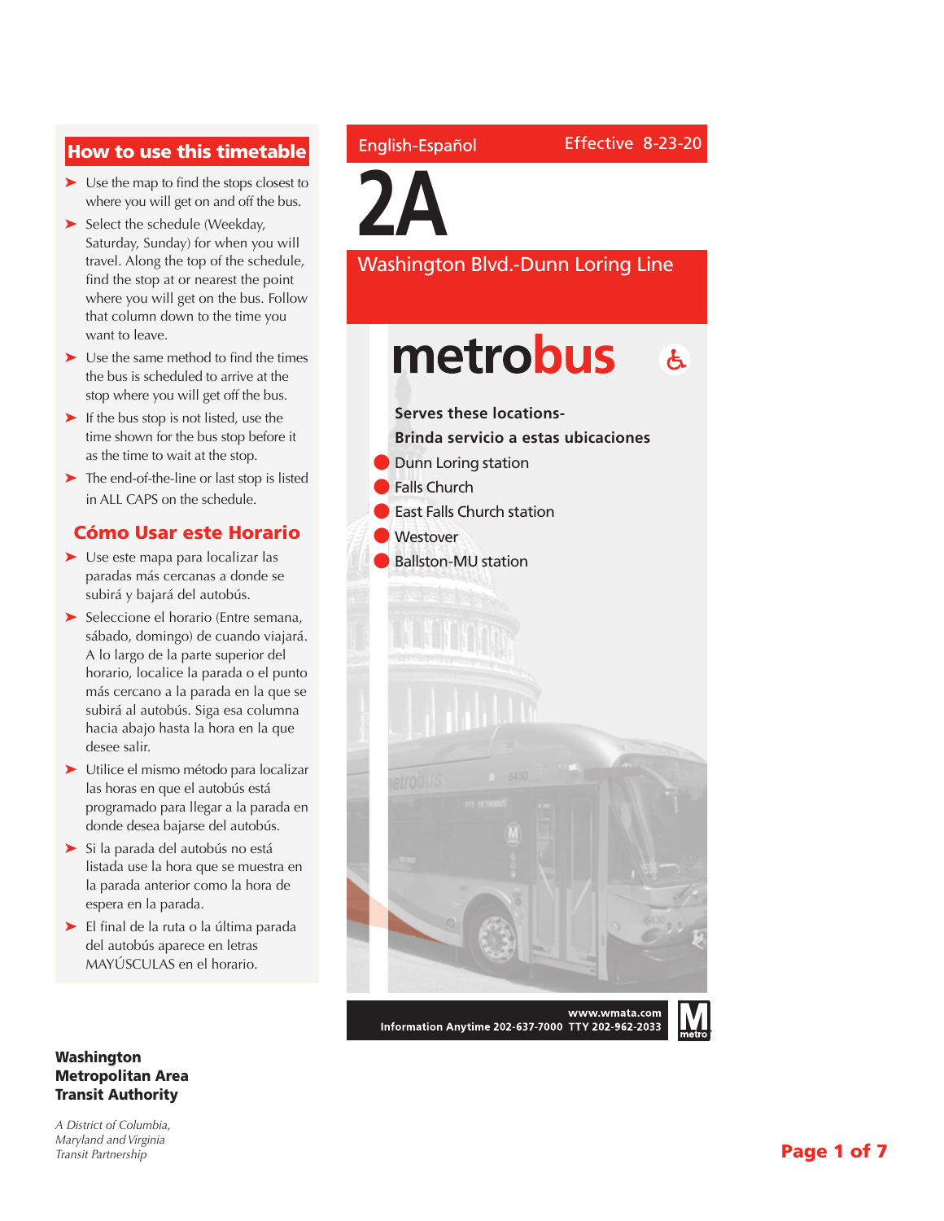## How to use this timetable

- Use the map to find the stops closest to where you will get on and off the bus.
- Select the schedule (Weekday, Saturday, Sunday) for when you will travel. Along the top of the schedule, find the stop at or nearest the point where you will get on the bus. Follow that column down to the time you want to leave.
- Use the same method to find the times the bus is scheduled to arrive at the stop where you will get off the bus.
- If the bus stop is not listed, use the time shown for the bus stop before it as the time to wait at the stop.
- The end-of-the-line or last stop is listed in ALL CAPS on the schedule.

## Cómo Usar este Horario

- Use este mapa para localizar las paradas más cercanas a donde se subirá y bajará del autobús.
- Seleccione el horario (Entre semana, sábado, domingo) de cuando viajará. A lo largo de la parte superior del horario, localice la parada o el punto más cercano a la parada en la que se subirá al autobús. Siga esa columna hacia abajo hasta la hora en la que desee salir.
- Utilice el mismo método para localizar las horas en que el autobús está programado para llegar a la parada en donde desea bajarse del autobús.
- Si la parada del autobús no está listada use la hora que se muestra en la parada anterior como la hora de espera en la parada.
- El final de la ruta o la última parada del autobús aparece en letras MAYÚSCULAS en el horario.

English-Español

Effective 8-23-20

# 2A

## Washington Blvd.-Dunn Loring Line

**metrobus**

**Serves these locations-**

**Brinda servicio a estas ubicaciones**

- Dunn Loring station
- Falls Church
- East Falls Church station
- Westover
- Ballston-MU station

**www.wmata.com**

**Information Anytime 202-637-7000 TTY 202-962-2033**

**Washington Metropolitan Area Transit Authority**

*A District of Columbia, Maryland and Virginia Transit Partnership*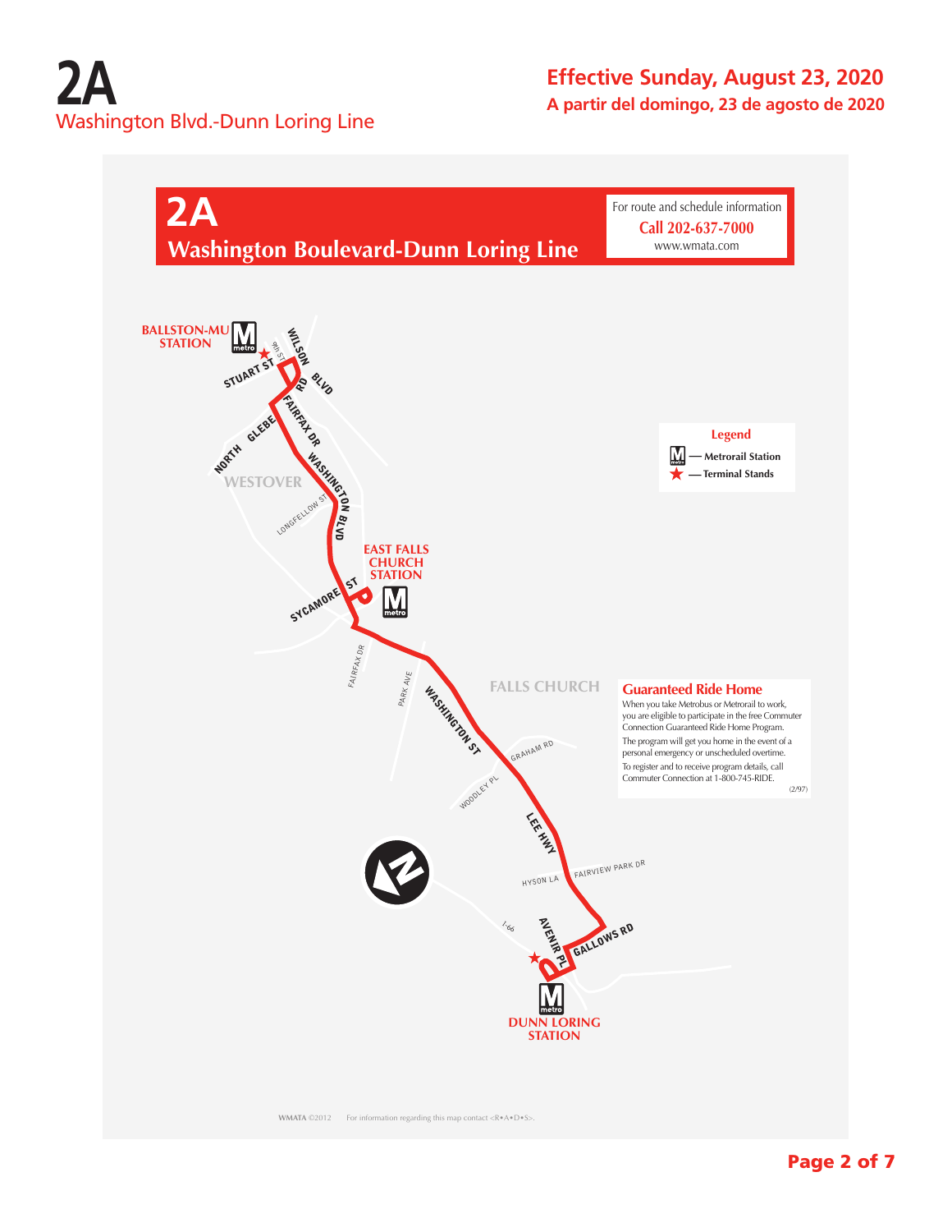# 2A

Washington Blvd.-Dunn Loring Line

**Effective Sunday, August 23, 2020**

**A partir del domingo, 23 de agosto de 2020**

## 2A

## Washington Boulevard-Dunn Loring Line

For route and schedule information

**Call 202-637-7000**

www.wmata.com

BALLSTON-MU STATION

STUART ST

9th ST

WILSON BLVD

RD

FAIRFAX DR

NORTH GLEBE

WESTOVER

WASHINGTON BLVD

LONGFELLOW ST

EAST FALLS CHURCH STATION

SYCAMORE ST

FAIRFAX DR

PARK AVE

WASHINGTON ST

FALLS CHURCH

GRAHAM RD

WOODLEY PL

LEE HWY

HYSON LA

FAIRVIEW PARK DR

I-66

AVENIR PL

GALLOWS RD

DUNN LORING STATION

**Legend**

- Metrorail Station
- Terminal Stands

**Guaranteed Ride Home**

When you take Metrobus or Metrorail to work, you are eligible to participate in the free Commuter Connection Guaranteed Ride Home Program.

The program will get you home in the event of a personal emergency or unscheduled overtime.

To register and to receive program details, call Commuter Connection at 1-800-745-RIDE.

(2/97)

WMATA ©2012 For information regarding this map contact <R•A•D•S>.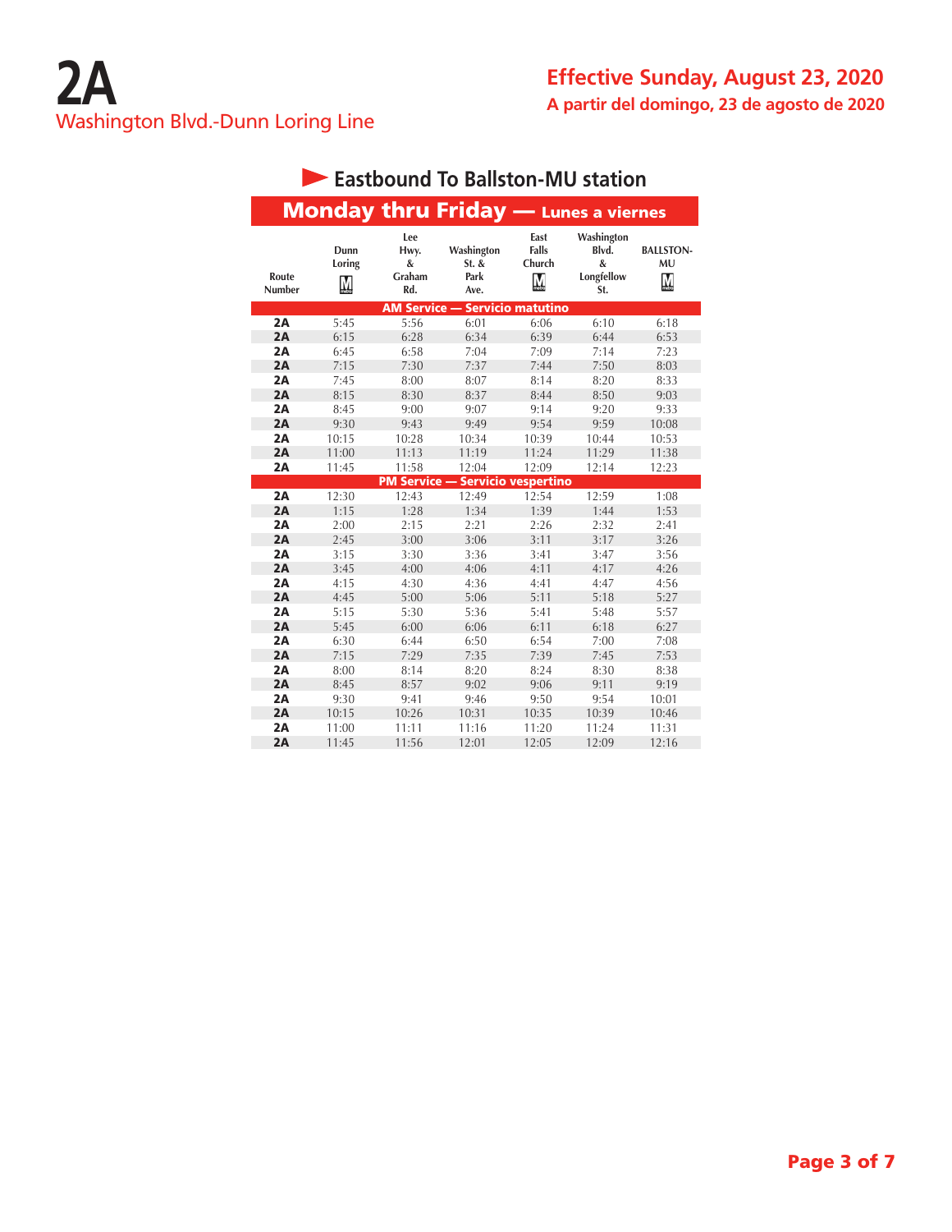# 2A
Washington Blvd.-Dunn Loring Line

**Effective Sunday, August 23, 2020**
**A partir del domingo, 23 de agosto de 2020**

## Eastbound To Ballston-MU station

### Monday thru Friday — Lunes a viernes

| Route Number | Dunn Loring M | Lee Hwy. & Graham Rd. | Washington St. & Park Ave. | East Falls Church M | Washington Blvd. & Longfellow St. | BALLSTON-MU M |
|---|---|---|---|---|---|---|
| **AM Service — Servicio matutino** | | | | | | |
| 2A | 5:45 | 5:56 | 6:01 | 6:06 | 6:10 | 6:18 |
| 2A | 6:15 | 6:28 | 6:34 | 6:39 | 6:44 | 6:53 |
| 2A | 6:45 | 6:58 | 7:04 | 7:09 | 7:14 | 7:23 |
| 2A | 7:15 | 7:30 | 7:37 | 7:44 | 7:50 | 8:03 |
| 2A | 7:45 | 8:00 | 8:07 | 8:14 | 8:20 | 8:33 |
| 2A | 8:15 | 8:30 | 8:37 | 8:44 | 8:50 | 9:03 |
| 2A | 8:45 | 9:00 | 9:07 | 9:14 | 9:20 | 9:33 |
| 2A | 9:30 | 9:43 | 9:49 | 9:54 | 9:59 | 10:08 |
| 2A | 10:15 | 10:28 | 10:34 | 10:39 | 10:44 | 10:53 |
| 2A | 11:00 | 11:13 | 11:19 | 11:24 | 11:29 | 11:38 |
| 2A | 11:45 | 11:58 | 12:04 | 12:09 | 12:14 | 12:23 |
| **PM Service — Servicio vespertino** | | | | | | |
| 2A | 12:30 | 12:43 | 12:49 | 12:54 | 12:59 | 1:08 |
| 2A | 1:15 | 1:28 | 1:34 | 1:39 | 1:44 | 1:53 |
| 2A | 2:00 | 2:15 | 2:21 | 2:26 | 2:32 | 2:41 |
| 2A | 2:45 | 3:00 | 3:06 | 3:11 | 3:17 | 3:26 |
| 2A | 3:15 | 3:30 | 3:36 | 3:41 | 3:47 | 3:56 |
| 2A | 3:45 | 4:00 | 4:06 | 4:11 | 4:17 | 4:26 |
| 2A | 4:15 | 4:30 | 4:36 | 4:41 | 4:47 | 4:56 |
| 2A | 4:45 | 5:00 | 5:06 | 5:11 | 5:18 | 5:27 |
| 2A | 5:15 | 5:30 | 5:36 | 5:41 | 5:48 | 5:57 |
| 2A | 5:45 | 6:00 | 6:06 | 6:11 | 6:18 | 6:27 |
| 2A | 6:30 | 6:44 | 6:50 | 6:54 | 7:00 | 7:08 |
| 2A | 7:15 | 7:29 | 7:35 | 7:39 | 7:45 | 7:53 |
| 2A | 8:00 | 8:14 | 8:20 | 8:24 | 8:30 | 8:38 |
| 2A | 8:45 | 8:57 | 9:02 | 9:06 | 9:11 | 9:19 |
| 2A | 9:30 | 9:41 | 9:46 | 9:50 | 9:54 | 10:01 |
| 2A | 10:15 | 10:26 | 10:31 | 10:35 | 10:39 | 10:46 |
| 2A | 11:00 | 11:11 | 11:16 | 11:20 | 11:24 | 11:31 |
| 2A | 11:45 | 11:56 | 12:01 | 12:05 | 12:09 | 12:16 |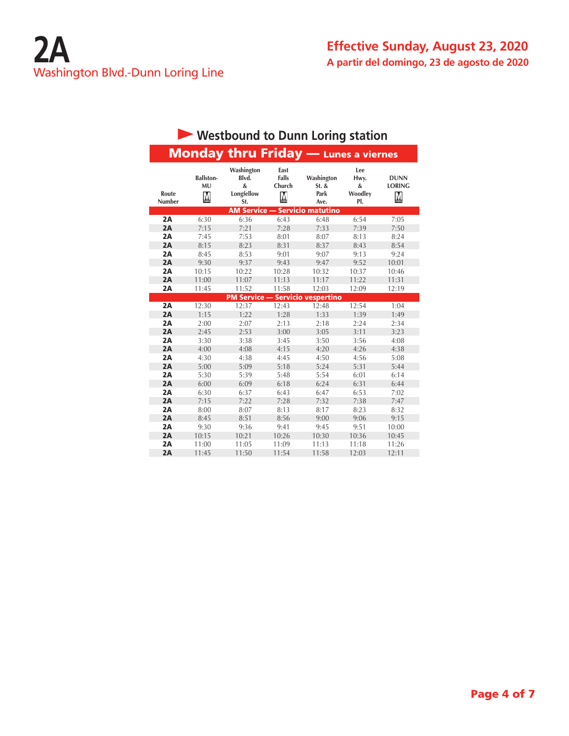# 2A
## Washington Blvd.-Dunn Loring Line

**Effective Sunday, August 23, 2020**
**A partir del domingo, 23 de agosto de 2020**

### Westbound to Dunn Loring station

**Monday thru Friday — Lunes a viernes**

| Route Number | Ballston-MU | Washington Blvd. & Longfellow St. | East Falls Church | Washington St. & Park Ave. | Lee Hwy. & Woodley Pl. | DUNN LORING |
|---|---|---|---|---|---|---|
| **AM Service — Servicio matutino** | | | | | | |
| 2A | 6:30 | 6:36 | 6:43 | 6:48 | 6:54 | 7:05 |
| 2A | 7:15 | 7:21 | 7:28 | 7:33 | 7:39 | 7:50 |
| 2A | 7:45 | 7:53 | 8:01 | 8:07 | 8:13 | 8:24 |
| 2A | 8:15 | 8:23 | 8:31 | 8:37 | 8:43 | 8:54 |
| 2A | 8:45 | 8:53 | 9:01 | 9:07 | 9:13 | 9:24 |
| 2A | 9:30 | 9:37 | 9:43 | 9:47 | 9:52 | 10:01 |
| 2A | 10:15 | 10:22 | 10:28 | 10:32 | 10:37 | 10:46 |
| 2A | 11:00 | 11:07 | 11:13 | 11:17 | 11:22 | 11:31 |
| 2A | 11:45 | 11:52 | 11:58 | 12:03 | 12:09 | 12:19 |
| **PM Service — Servicio vespertino** | | | | | | |
| 2A | 12:30 | 12:37 | 12:43 | 12:48 | 12:54 | 1:04 |
| 2A | 1:15 | 1:22 | 1:28 | 1:33 | 1:39 | 1:49 |
| 2A | 2:00 | 2:07 | 2:13 | 2:18 | 2:24 | 2:34 |
| 2A | 2:45 | 2:53 | 3:00 | 3:05 | 3:11 | 3:23 |
| 2A | 3:30 | 3:38 | 3:45 | 3:50 | 3:56 | 4:08 |
| 2A | 4:00 | 4:08 | 4:15 | 4:20 | 4:26 | 4:38 |
| 2A | 4:30 | 4:38 | 4:45 | 4:50 | 4:56 | 5:08 |
| 2A | 5:00 | 5:09 | 5:18 | 5:24 | 5:31 | 5:44 |
| 2A | 5:30 | 5:39 | 5:48 | 5:54 | 6:01 | 6:14 |
| 2A | 6:00 | 6:09 | 6:18 | 6:24 | 6:31 | 6:44 |
| 2A | 6:30 | 6:37 | 6:43 | 6:47 | 6:53 | 7:02 |
| 2A | 7:15 | 7:22 | 7:28 | 7:32 | 7:38 | 7:47 |
| 2A | 8:00 | 8:07 | 8:13 | 8:17 | 8:23 | 8:32 |
| 2A | 8:45 | 8:51 | 8:56 | 9:00 | 9:06 | 9:15 |
| 2A | 9:30 | 9:36 | 9:41 | 9:45 | 9:51 | 10:00 |
| 2A | 10:15 | 10:21 | 10:26 | 10:30 | 10:36 | 10:45 |
| 2A | 11:00 | 11:05 | 11:09 | 11:13 | 11:18 | 11:26 |
| 2A | 11:45 | 11:50 | 11:54 | 11:58 | 12:03 | 12:11 |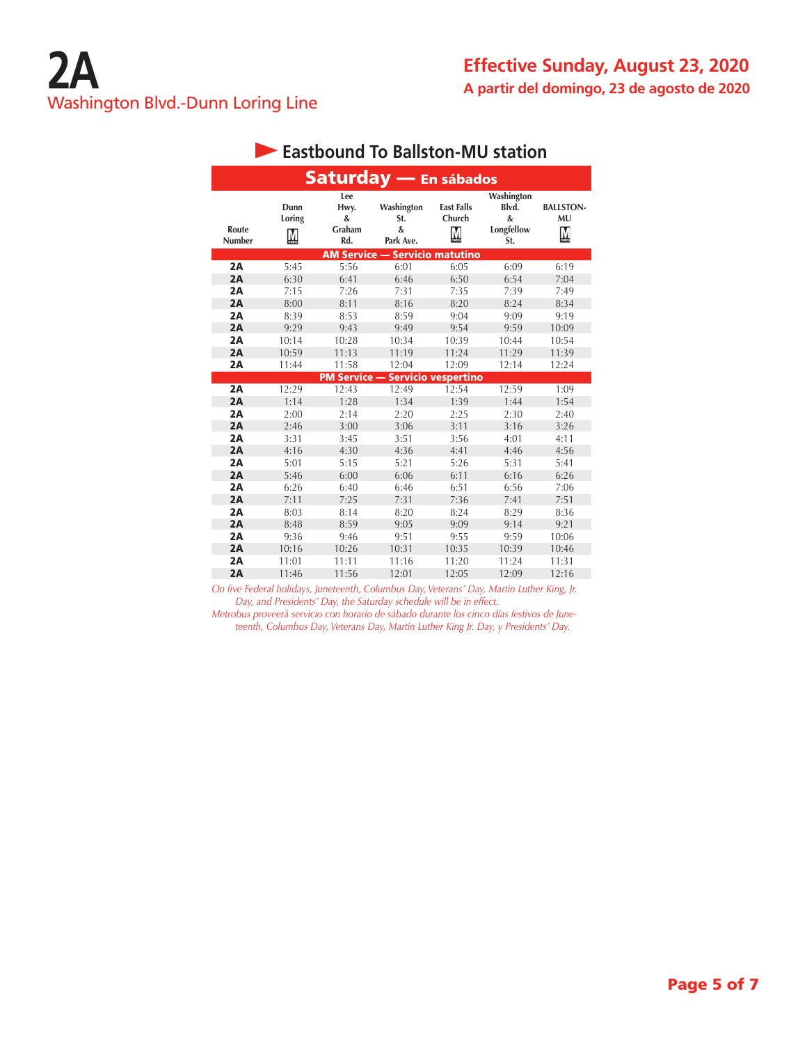# 2A

Washington Blvd.-Dunn Loring Line

**Effective Sunday, August 23, 2020**

**A partir del domingo, 23 de agosto de 2020**

## Eastbound To Ballston-MU station

### Saturday — En sábados

| Route Number | Dunn Loring M | Lee Hwy. & Graham Rd. | Washington St. & Park Ave. | East Falls Church M | Washington Blvd. & Longfellow St. | BALLSTON-MU M |
|---|---|---|---|---|---|---|
| **AM Service — Servicio matutino** | | | | | | |
| 2A | 5:45 | 5:56 | 6:01 | 6:05 | 6:09 | 6:19 |
| 2A | 6:30 | 6:41 | 6:46 | 6:50 | 6:54 | 7:04 |
| 2A | 7:15 | 7:26 | 7:31 | 7:35 | 7:39 | 7:49 |
| 2A | 8:00 | 8:11 | 8:16 | 8:20 | 8:24 | 8:34 |
| 2A | 8:39 | 8:53 | 8:59 | 9:04 | 9:09 | 9:19 |
| 2A | 9:29 | 9:43 | 9:49 | 9:54 | 9:59 | 10:09 |
| 2A | 10:14 | 10:28 | 10:34 | 10:39 | 10:44 | 10:54 |
| 2A | 10:59 | 11:13 | 11:19 | 11:24 | 11:29 | 11:39 |
| 2A | 11:44 | 11:58 | 12:04 | 12:09 | 12:14 | 12:24 |
| **PM Service — Servicio vespertino** | | | | | | |
| 2A | 12:29 | 12:43 | 12:49 | 12:54 | 12:59 | 1:09 |
| 2A | 1:14 | 1:28 | 1:34 | 1:39 | 1:44 | 1:54 |
| 2A | 2:00 | 2:14 | 2:20 | 2:25 | 2:30 | 2:40 |
| 2A | 2:46 | 3:00 | 3:06 | 3:11 | 3:16 | 3:26 |
| 2A | 3:31 | 3:45 | 3:51 | 3:56 | 4:01 | 4:11 |
| 2A | 4:16 | 4:30 | 4:36 | 4:41 | 4:46 | 4:56 |
| 2A | 5:01 | 5:15 | 5:21 | 5:26 | 5:31 | 5:41 |
| 2A | 5:46 | 6:00 | 6:06 | 6:11 | 6:16 | 6:26 |
| 2A | 6:26 | 6:40 | 6:46 | 6:51 | 6:56 | 7:06 |
| 2A | 7:11 | 7:25 | 7:31 | 7:36 | 7:41 | 7:51 |
| 2A | 8:03 | 8:14 | 8:20 | 8:24 | 8:29 | 8:36 |
| 2A | 8:48 | 8:59 | 9:05 | 9:09 | 9:14 | 9:21 |
| 2A | 9:36 | 9:46 | 9:51 | 9:55 | 9:59 | 10:06 |
| 2A | 10:16 | 10:26 | 10:31 | 10:35 | 10:39 | 10:46 |
| 2A | 11:01 | 11:11 | 11:16 | 11:20 | 11:24 | 11:31 |
| 2A | 11:46 | 11:56 | 12:01 | 12:05 | 12:09 | 12:16 |

*On five Federal holidays, Juneteenth, Columbus Day, Veterans' Day, Martin Luther King, Jr. Day, and Presidents' Day, the Saturday schedule will be in effect.*

*Metrobus proveerá servicio con horario de sábado durante los cinco días festivos de Juneteenth, Columbus Day, Veterans Day, Martin Luther King Jr. Day, y Presidents' Day.*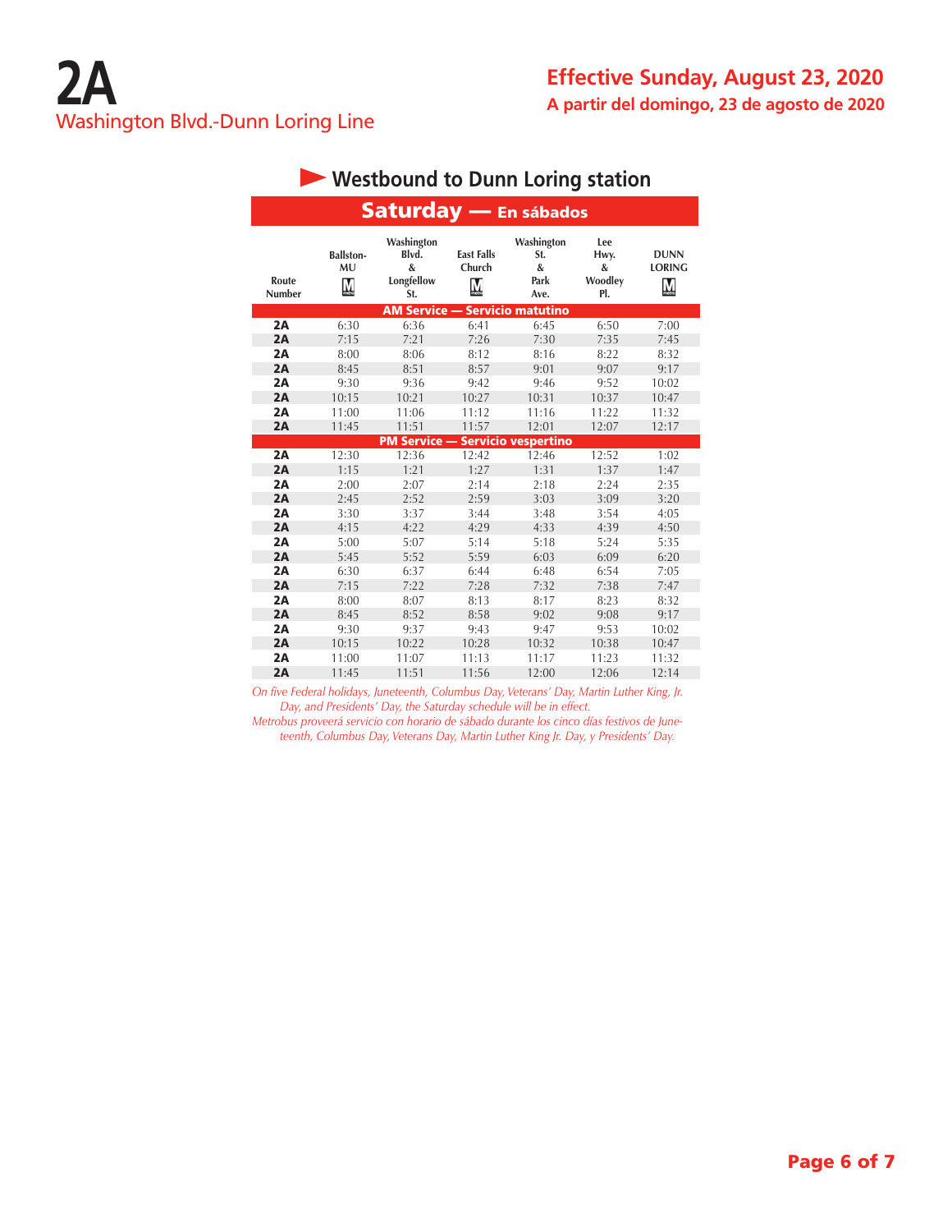# 2A

Washington Blvd.-Dunn Loring Line

**Effective Sunday, August 23, 2020**

**A partir del domingo, 23 de agosto de 2020**

## Westbound to Dunn Loring station

### Saturday — En sábados

| Route Number | Ballston-MU | Washington Blvd. & Longfellow St. | East Falls Church | Washington St. & Park Ave. | Lee Hwy. & Woodley Pl. | DUNN LORING |
|---|---|---|---|---|---|---|
| **AM Service — Servicio matutino** | | | | | | |
| 2A | 6:30 | 6:36 | 6:41 | 6:45 | 6:50 | 7:00 |
| 2A | 7:15 | 7:21 | 7:26 | 7:30 | 7:35 | 7:45 |
| 2A | 8:00 | 8:06 | 8:12 | 8:16 | 8:22 | 8:32 |
| 2A | 8:45 | 8:51 | 8:57 | 9:01 | 9:07 | 9:17 |
| 2A | 9:30 | 9:36 | 9:42 | 9:46 | 9:52 | 10:02 |
| 2A | 10:15 | 10:21 | 10:27 | 10:31 | 10:37 | 10:47 |
| 2A | 11:00 | 11:06 | 11:12 | 11:16 | 11:22 | 11:32 |
| 2A | 11:45 | 11:51 | 11:57 | 12:01 | 12:07 | 12:17 |
| **PM Service — Servicio vespertino** | | | | | | |
| 2A | 12:30 | 12:36 | 12:42 | 12:46 | 12:52 | 1:02 |
| 2A | 1:15 | 1:21 | 1:27 | 1:31 | 1:37 | 1:47 |
| 2A | 2:00 | 2:07 | 2:14 | 2:18 | 2:24 | 2:35 |
| 2A | 2:45 | 2:52 | 2:59 | 3:03 | 3:09 | 3:20 |
| 2A | 3:30 | 3:37 | 3:44 | 3:48 | 3:54 | 4:05 |
| 2A | 4:15 | 4:22 | 4:29 | 4:33 | 4:39 | 4:50 |
| 2A | 5:00 | 5:07 | 5:14 | 5:18 | 5:24 | 5:35 |
| 2A | 5:45 | 5:52 | 5:59 | 6:03 | 6:09 | 6:20 |
| 2A | 6:30 | 6:37 | 6:44 | 6:48 | 6:54 | 7:05 |
| 2A | 7:15 | 7:22 | 7:28 | 7:32 | 7:38 | 7:47 |
| 2A | 8:00 | 8:07 | 8:13 | 8:17 | 8:23 | 8:32 |
| 2A | 8:45 | 8:52 | 8:58 | 9:02 | 9:08 | 9:17 |
| 2A | 9:30 | 9:37 | 9:43 | 9:47 | 9:53 | 10:02 |
| 2A | 10:15 | 10:22 | 10:28 | 10:32 | 10:38 | 10:47 |
| 2A | 11:00 | 11:07 | 11:13 | 11:17 | 11:23 | 11:32 |
| 2A | 11:45 | 11:51 | 11:56 | 12:00 | 12:06 | 12:14 |

*On five Federal holidays, Juneteenth, Columbus Day, Veterans' Day, Martin Luther King, Jr. Day, and Presidents' Day, the Saturday schedule will be in effect.*

*Metrobus proveerá servicio con horario de sábado durante los cinco días festivos de Juneteenth, Columbus Day, Veterans Day, Martin Luther King Jr. Day, y Presidents' Day.*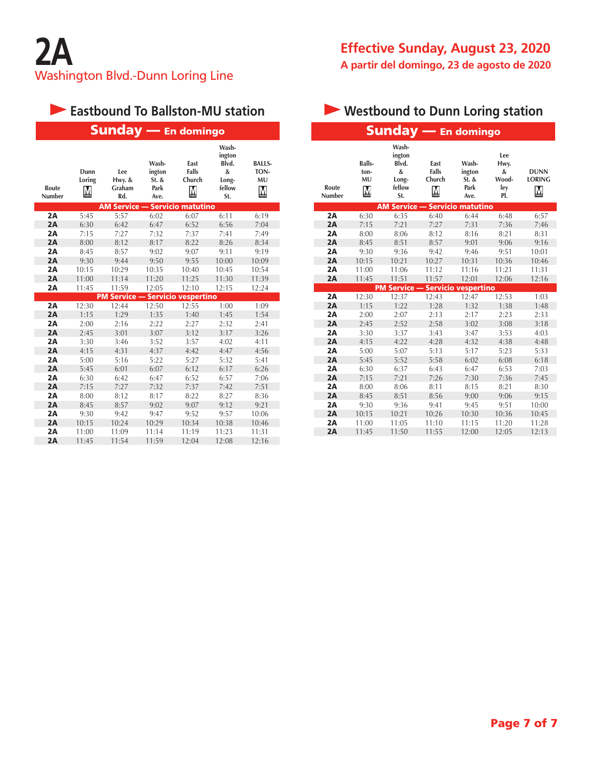# 2A

Washington Blvd.-Dunn Loring Line

**Effective Sunday, August 23, 2020**

**A partir del domingo, 23 de agosto de 2020**

## Eastbound To Ballston-MU station

### Sunday — En domingo

| Route Number | Dunn Loring M | Lee Hwy. & Graham Rd. | Washington St. & Park Ave. | East Falls Church M | Washington Blvd. & Longfellow St. | BALLSTON-MU M |
|---|---|---|---|---|---|---|
| **AM Service — Servicio matutino** | | | | | | |
| 2A | 5:45 | 5:57 | 6:02 | 6:07 | 6:11 | 6:19 |
| 2A | 6:30 | 6:42 | 6:47 | 6:52 | 6:56 | 7:04 |
| 2A | 7:15 | 7:27 | 7:32 | 7:37 | 7:41 | 7:49 |
| 2A | 8:00 | 8:12 | 8:17 | 8:22 | 8:26 | 8:34 |
| 2A | 8:45 | 8:57 | 9:02 | 9:07 | 9:11 | 9:19 |
| 2A | 9:30 | 9:44 | 9:50 | 9:55 | 10:00 | 10:09 |
| 2A | 10:15 | 10:29 | 10:35 | 10:40 | 10:45 | 10:54 |
| 2A | 11:00 | 11:14 | 11:20 | 11:25 | 11:30 | 11:39 |
| 2A | 11:45 | 11:59 | 12:05 | 12:10 | 12:15 | 12:24 |
| **PM Service — Servicio vespertino** | | | | | | |
| 2A | 12:30 | 12:44 | 12:50 | 12:55 | 1:00 | 1:09 |
| 2A | 1:15 | 1:29 | 1:35 | 1:40 | 1:45 | 1:54 |
| 2A | 2:00 | 2:16 | 2:22 | 2:27 | 2:32 | 2:41 |
| 2A | 2:45 | 3:01 | 3:07 | 3:12 | 3:17 | 3:26 |
| 2A | 3:30 | 3:46 | 3:52 | 3:57 | 4:02 | 4:11 |
| 2A | 4:15 | 4:31 | 4:37 | 4:42 | 4:47 | 4:56 |
| 2A | 5:00 | 5:16 | 5:22 | 5:27 | 5:32 | 5:41 |
| 2A | 5:45 | 6:01 | 6:07 | 6:12 | 6:17 | 6:26 |
| 2A | 6:30 | 6:42 | 6:47 | 6:52 | 6:57 | 7:06 |
| 2A | 7:15 | 7:27 | 7:32 | 7:37 | 7:42 | 7:51 |
| 2A | 8:00 | 8:12 | 8:17 | 8:22 | 8:27 | 8:36 |
| 2A | 8:45 | 8:57 | 9:02 | 9:07 | 9:12 | 9:21 |
| 2A | 9:30 | 9:42 | 9:47 | 9:52 | 9:57 | 10:06 |
| 2A | 10:15 | 10:24 | 10:29 | 10:34 | 10:38 | 10:46 |
| 2A | 11:00 | 11:09 | 11:14 | 11:19 | 11:23 | 11:31 |
| 2A | 11:45 | 11:54 | 11:59 | 12:04 | 12:08 | 12:16 |

## Westbound to Dunn Loring station

### Sunday — En domingo

| Route Number | Ballston-MU M | Washington Blvd. & Longfellow St. | East Falls Church M | Washington St. & Park Ave. | Lee Hwy. & Woodley Pl. | DUNN LORING M |
|---|---|---|---|---|---|---|
| **AM Service — Servicio matutino** | | | | | | |
| 2A | 6:30 | 6:35 | 6:40 | 6:44 | 6:48 | 6:57 |
| 2A | 7:15 | 7:21 | 7:27 | 7:31 | 7:36 | 7:46 |
| 2A | 8:00 | 8:06 | 8:12 | 8:16 | 8:21 | 8:31 |
| 2A | 8:45 | 8:51 | 8:57 | 9:01 | 9:06 | 9:16 |
| 2A | 9:30 | 9:36 | 9:42 | 9:46 | 9:51 | 10:01 |
| 2A | 10:15 | 10:21 | 10:27 | 10:31 | 10:36 | 10:46 |
| 2A | 11:00 | 11:06 | 11:12 | 11:16 | 11:21 | 11:31 |
| 2A | 11:45 | 11:51 | 11:57 | 12:01 | 12:06 | 12:16 |
| **PM Service — Servicio vespertino** | | | | | | |
| 2A | 12:30 | 12:37 | 12:43 | 12:47 | 12:53 | 1:03 |
| 2A | 1:15 | 1:22 | 1:28 | 1:32 | 1:38 | 1:48 |
| 2A | 2:00 | 2:07 | 2:13 | 2:17 | 2:23 | 2:33 |
| 2A | 2:45 | 2:52 | 2:58 | 3:02 | 3:08 | 3:18 |
| 2A | 3:30 | 3:37 | 3:43 | 3:47 | 3:53 | 4:03 |
| 2A | 4:15 | 4:22 | 4:28 | 4:32 | 4:38 | 4:48 |
| 2A | 5:00 | 5:07 | 5:13 | 5:17 | 5:23 | 5:33 |
| 2A | 5:45 | 5:52 | 5:58 | 6:02 | 6:08 | 6:18 |
| 2A | 6:30 | 6:37 | 6:43 | 6:47 | 6:53 | 7:03 |
| 2A | 7:15 | 7:21 | 7:26 | 7:30 | 7:36 | 7:45 |
| 2A | 8:00 | 8:06 | 8:11 | 8:15 | 8:21 | 8:30 |
| 2A | 8:45 | 8:51 | 8:56 | 9:00 | 9:06 | 9:15 |
| 2A | 9:30 | 9:36 | 9:41 | 9:45 | 9:51 | 10:00 |
| 2A | 10:15 | 10:21 | 10:26 | 10:30 | 10:36 | 10:45 |
| 2A | 11:00 | 11:05 | 11:10 | 11:15 | 11:20 | 11:28 |
| 2A | 11:45 | 11:50 | 11:55 | 12:00 | 12:05 | 12:13 |